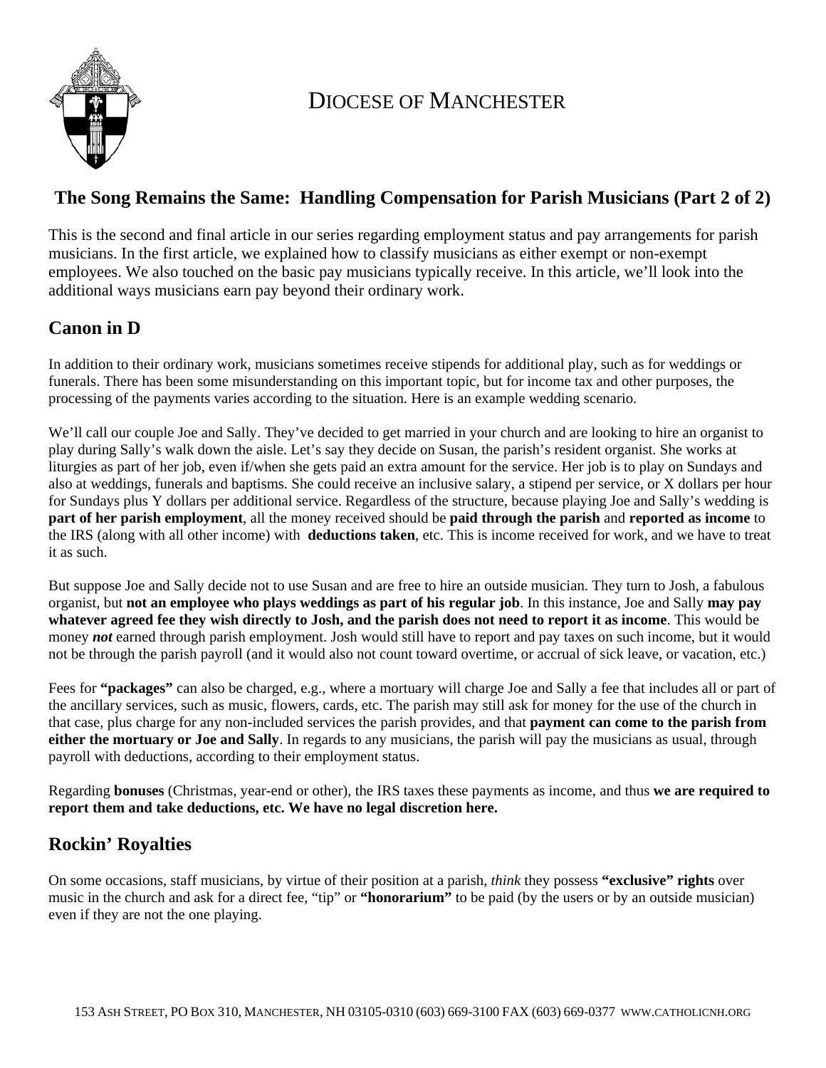# DIOCESE OF MANCHESTER

## The Song Remains the Same: Handling Compensation for Parish Musicians (Part 2 of 2)

This is the second and final article in our series regarding employment status and pay arrangements for parish musicians. In the first article, we explained how to classify musicians as either exempt or non-exempt employees. We also touched on the basic pay musicians typically receive. In this article, we'll look into the additional ways musicians earn pay beyond their ordinary work.

### Canon in D

In addition to their ordinary work, musicians sometimes receive stipends for additional play, such as for weddings or funerals. There has been some misunderstanding on this important topic, but for income tax and other purposes, the processing of the payments varies according to the situation. Here is an example wedding scenario.

We'll call our couple Joe and Sally. They've decided to get married in your church and are looking to hire an organist to play during Sally's walk down the aisle. Let's say they decide on Susan, the parish's resident organist. She works at liturgies as part of her job, even if/when she gets paid an extra amount for the service. Her job is to play on Sundays and also at weddings, funerals and baptisms. She could receive an inclusive salary, a stipend per service, or X dollars per hour for Sundays plus Y dollars per additional service. Regardless of the structure, because playing Joe and Sally's wedding is **part of her parish employment**, all the money received should be **paid through the parish** and **reported as income** to the IRS (along with all other income) with **deductions taken**, etc. This is income received for work, and we have to treat it as such.

But suppose Joe and Sally decide not to use Susan and are free to hire an outside musician. They turn to Josh, a fabulous organist, but **not an employee who plays weddings as part of his regular job**. In this instance, Joe and Sally **may pay whatever agreed fee they wish directly to Josh, and the parish does not need to report it as income**. This would be money ***not*** earned through parish employment. Josh would still have to report and pay taxes on such income, but it would not be through the parish payroll (and it would also not count toward overtime, or accrual of sick leave, or vacation, etc.)

Fees for **"packages"** can also be charged, e.g., where a mortuary will charge Joe and Sally a fee that includes all or part of the ancillary services, such as music, flowers, cards, etc. The parish may still ask for money for the use of the church in that case, plus charge for any non-included services the parish provides, and that **payment can come to the parish from either the mortuary or Joe and Sally**. In regards to any musicians, the parish will pay the musicians as usual, through payroll with deductions, according to their employment status.

Regarding **bonuses** (Christmas, year-end or other), the IRS taxes these payments as income, and thus **we are required to report them and take deductions, etc. We have no legal discretion here.**

### Rockin' Royalties

On some occasions, staff musicians, by virtue of their position at a parish, *think* they possess **"exclusive" rights** over music in the church and ask for a direct fee, "tip" or **"honorarium"** to be paid (by the users or by an outside musician) even if they are not the one playing.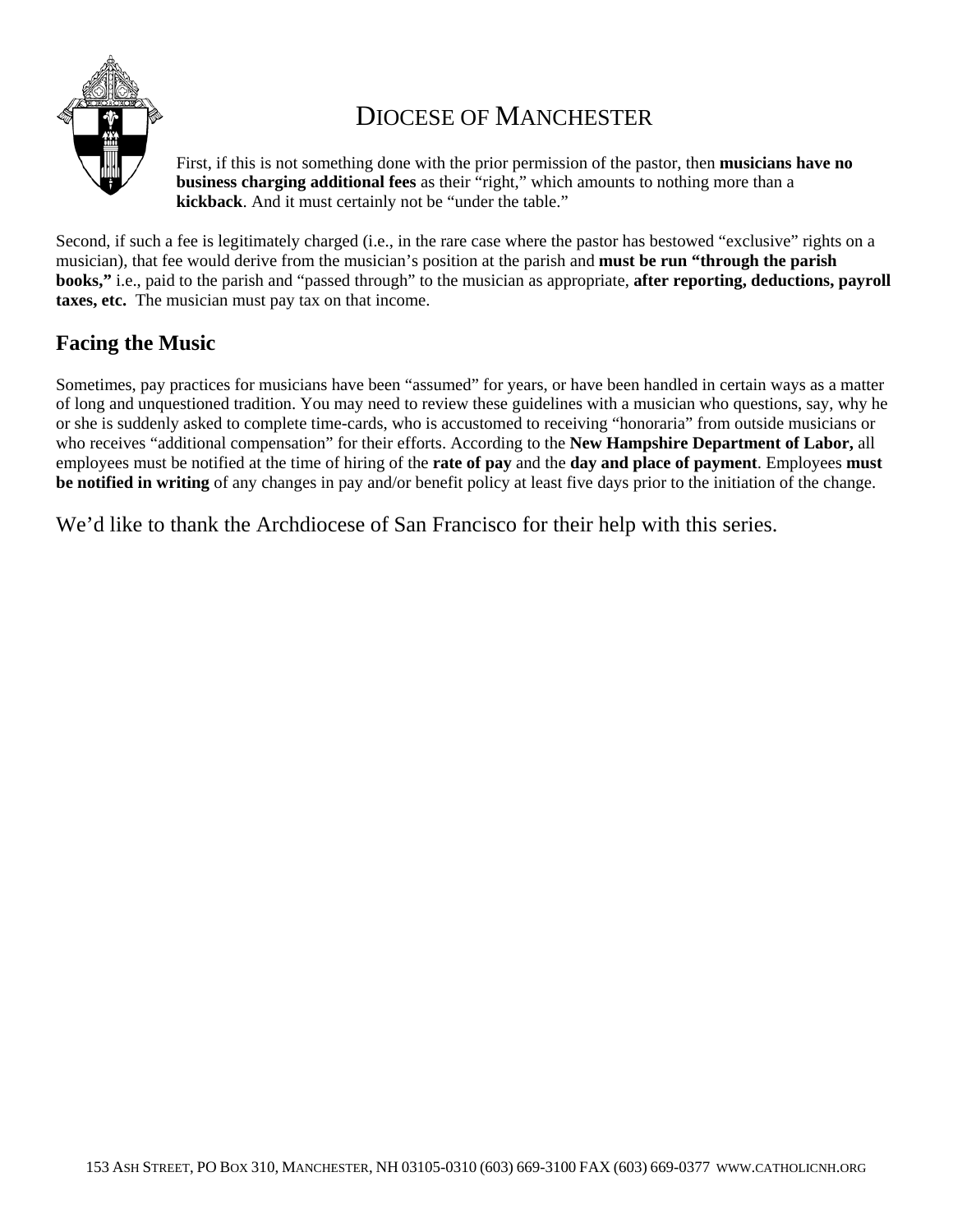# DIOCESE OF MANCHESTER

First, if this is not something done with the prior permission of the pastor, then **musicians have no business charging additional fees** as their "right," which amounts to nothing more than a **kickback**. And it must certainly not be "under the table."

Second, if such a fee is legitimately charged (i.e., in the rare case where the pastor has bestowed "exclusive" rights on a musician), that fee would derive from the musician's position at the parish and **must be run "through the parish books,"** i.e., paid to the parish and "passed through" to the musician as appropriate, **after reporting, deductions, payroll taxes, etc.** The musician must pay tax on that income.

## Facing the Music

Sometimes, pay practices for musicians have been "assumed" for years, or have been handled in certain ways as a matter of long and unquestioned tradition. You may need to review these guidelines with a musician who questions, say, why he or she is suddenly asked to complete time-cards, who is accustomed to receiving "honoraria" from outside musicians or who receives "additional compensation" for their efforts. According to the **New Hampshire Department of Labor,** all employees must be notified at the time of hiring of the **rate of pay** and the **day and place of payment**. Employees **must be notified in writing** of any changes in pay and/or benefit policy at least five days prior to the initiation of the change.

We'd like to thank the Archdiocese of San Francisco for their help with this series.

153 ASH STREET, PO BOX 310, MANCHESTER, NH 03105-0310 (603) 669-3100 FAX (603) 669-0377 WWW.CATHOLICNH.ORG